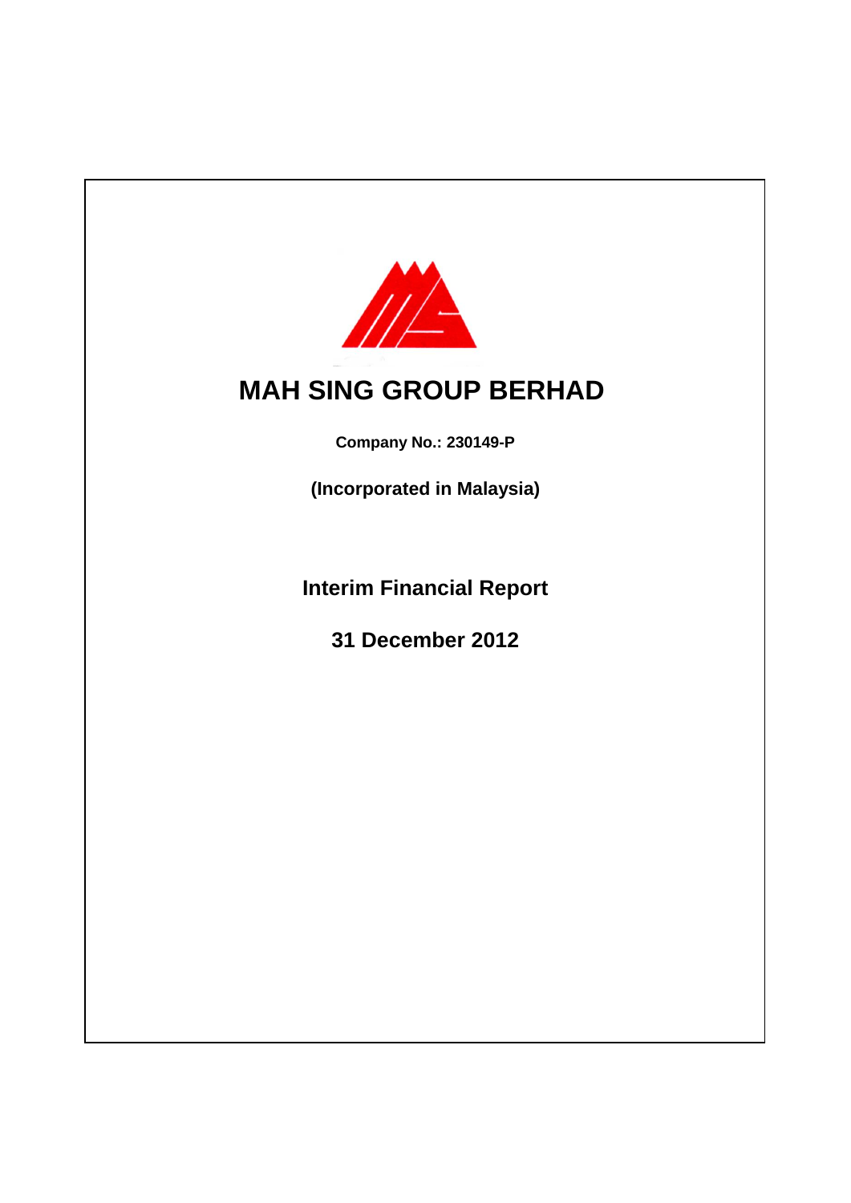# MAH SING GROUP BERHAD

**Company No.: 230149-P**

**(Incorporated in Malaysia)**

## Interim Financial Report

## 31 December 2012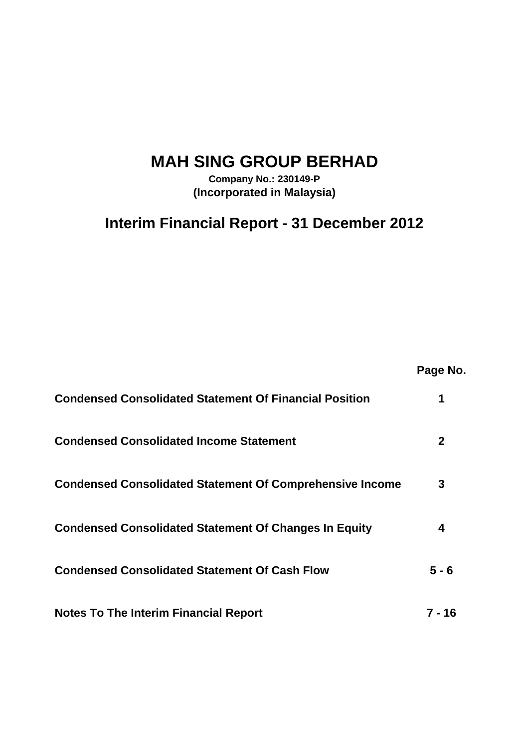# MAH SING GROUP BERHAD

**Company No.: 230149-P**
**(Incorporated in Malaysia)**

## Interim Financial Report - 31 December 2012

| | **Page No.** |
|---|---|
| **Condensed Consolidated Statement Of Financial Position** | **1** |
| **Condensed Consolidated Income Statement** | **2** |
| **Condensed Consolidated Statement Of Comprehensive Income** | **3** |
| **Condensed Consolidated Statement Of Changes In Equity** | **4** |
| **Condensed Consolidated Statement Of Cash Flow** | **5 - 6** |
| **Notes To The Interim Financial Report** | **7 - 16** |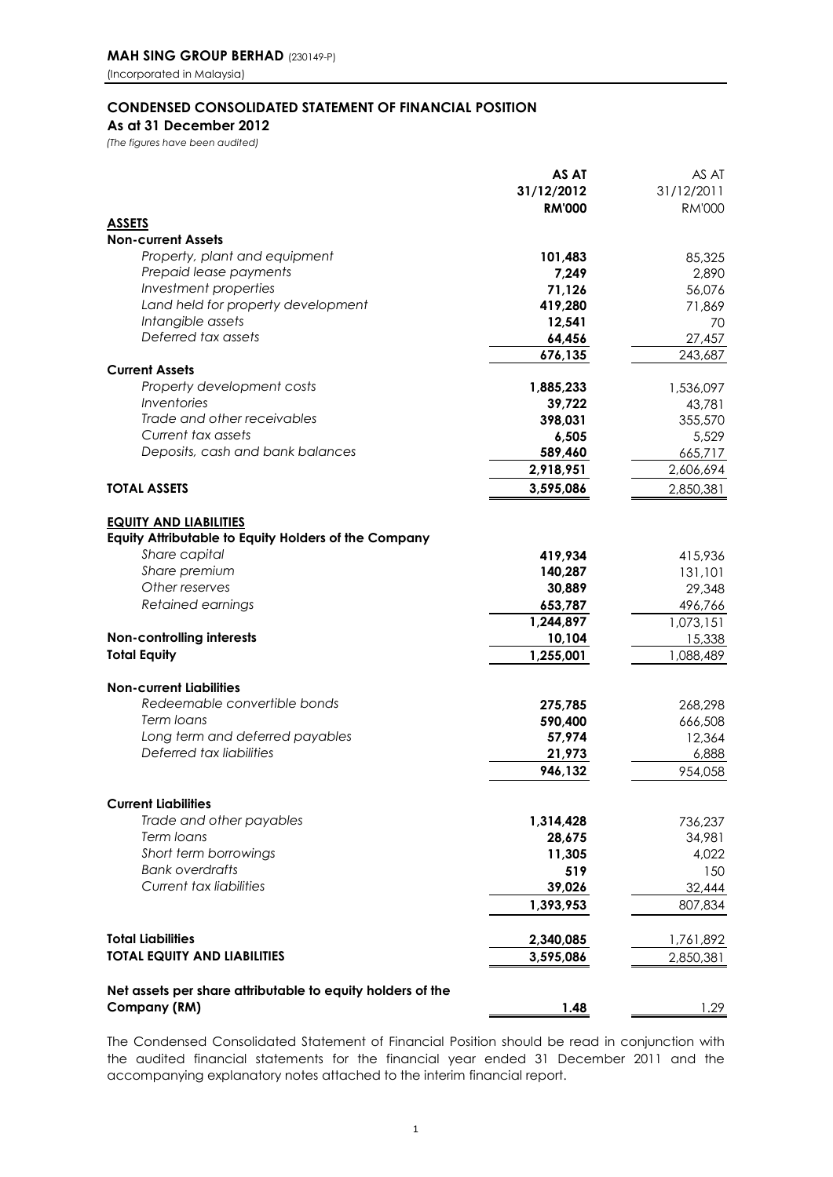**MAH SING GROUP BERHAD** (230149-P)
(Incorporated in Malaysia)

## CONDENSED CONSOLIDATED STATEMENT OF FINANCIAL POSITION

**As at 31 December 2012**

*(The figures have been audited)*

| | **AS AT 31/12/2012 RM'000** | AS AT 31/12/2011 RM'000 |
|---|---|---|
| **ASSETS** | | |
| **Non-current Assets** | | |
| *Property, plant and equipment* | **101,483** | 85,325 |
| *Prepaid lease payments* | **7,249** | 2,890 |
| *Investment properties* | **71,126** | 56,076 |
| *Land held for property development* | **419,280** | 71,869 |
| *Intangible assets* | **12,541** | 70 |
| *Deferred tax assets* | **64,456** | 27,457 |
| | **676,135** | 243,687 |
| **Current Assets** | | |
| *Property development costs* | **1,885,233** | 1,536,097 |
| *Inventories* | **39,722** | 43,781 |
| *Trade and other receivables* | **398,031** | 355,570 |
| *Current tax assets* | **6,505** | 5,529 |
| *Deposits, cash and bank balances* | **589,460** | 665,717 |
| | **2,918,951** | 2,606,694 |
| **TOTAL ASSETS** | **3,595,086** | 2,850,381 |
| | | |
| **EQUITY AND LIABILITIES** | | |
| **Equity Attributable to Equity Holders of the Company** | | |
| *Share capital* | **419,934** | 415,936 |
| *Share premium* | **140,287** | 131,101 |
| *Other reserves* | **30,889** | 29,348 |
| *Retained earnings* | **653,787** | 496,766 |
| | **1,244,897** | 1,073,151 |
| **Non-controlling interests** | **10,104** | 15,338 |
| **Total Equity** | **1,255,001** | 1,088,489 |
| | | |
| **Non-current Liabilities** | | |
| *Redeemable convertible bonds* | **275,785** | 268,298 |
| *Term loans* | **590,400** | 666,508 |
| *Long term and deferred payables* | **57,974** | 12,364 |
| *Deferred tax liabilities* | **21,973** | 6,888 |
| | **946,132** | 954,058 |
| | | |
| **Current Liabilities** | | |
| *Trade and other payables* | **1,314,428** | 736,237 |
| *Term loans* | **28,675** | 34,981 |
| *Short term borrowings* | **11,305** | 4,022 |
| *Bank overdrafts* | **519** | 150 |
| *Current tax liabilities* | **39,026** | 32,444 |
| | **1,393,953** | 807,834 |
| | | |
| **Total Liabilities** | **2,340,085** | 1,761,892 |
| **TOTAL EQUITY AND LIABILITIES** | **3,595,086** | 2,850,381 |
| | | |
| **Net assets per share attributable to equity holders of the Company (RM)** | **1.48** | 1.29 |

The Condensed Consolidated Statement of Financial Position should be read in conjunction with the audited financial statements for the financial year ended 31 December 2011 and the accompanying explanatory notes attached to the interim financial report.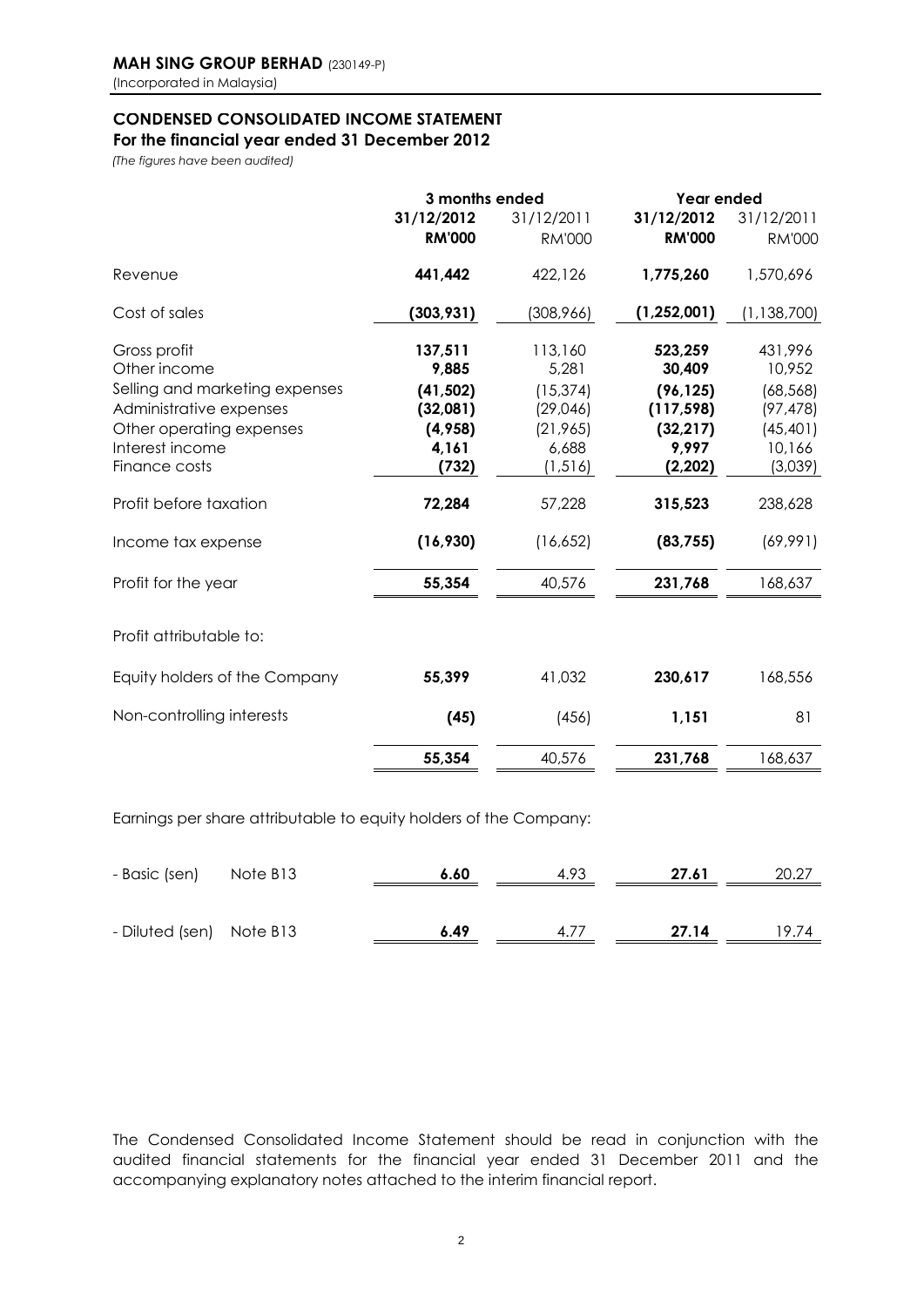**MAH SING GROUP BERHAD** (230149-P)
(Incorporated in Malaysia)

## CONDENSED CONSOLIDATED INCOME STATEMENT
### For the financial year ended 31 December 2012

*(The figures have been audited)*

| | 3 months ended | | Year ended | |
|---|---|---|---|---|
| | **31/12/2012** | 31/12/2011 | **31/12/2012** | 31/12/2011 |
| | **RM'000** | RM'000 | **RM'000** | RM'000 |
| Revenue | **441,442** | 422,126 | **1,775,260** | 1,570,696 |
| Cost of sales | **(303,931)** | (308,966) | **(1,252,001)** | (1,138,700) |
| Gross profit | **137,511** | 113,160 | **523,259** | 431,996 |
| Other income | **9,885** | 5,281 | **30,409** | 10,952 |
| Selling and marketing expenses | **(41,502)** | (15,374) | **(96,125)** | (68,568) |
| Administrative expenses | **(32,081)** | (29,046) | **(117,598)** | (97,478) |
| Other operating expenses | **(4,958)** | (21,965) | **(32,217)** | (45,401) |
| Interest income | **4,161** | 6,688 | **9,997** | 10,166 |
| Finance costs | **(732)** | (1,516) | **(2,202)** | (3,039) |
| Profit before taxation | **72,284** | 57,228 | **315,523** | 238,628 |
| Income tax expense | **(16,930)** | (16,652) | **(83,755)** | (69,991) |
| Profit for the year | **55,354** | 40,576 | **231,768** | 168,637 |
| Profit attributable to: | | | | |
| Equity holders of the Company | **55,399** | 41,032 | **230,617** | 168,556 |
| Non-controlling interests | **(45)** | (456) | **1,151** | 81 |
| | **55,354** | 40,576 | **231,768** | 168,637 |

Earnings per share attributable to equity holders of the Company:

| | | | | |
|---|---|---|---|---|
| - Basic (sen) Note B13 | **6.60** | 4.93 | **27.61** | 20.27 |
| - Diluted (sen) Note B13 | **6.49** | 4.77 | **27.14** | 19.74 |

The Condensed Consolidated Income Statement should be read in conjunction with the audited financial statements for the financial year ended 31 December 2011 and the accompanying explanatory notes attached to the interim financial report.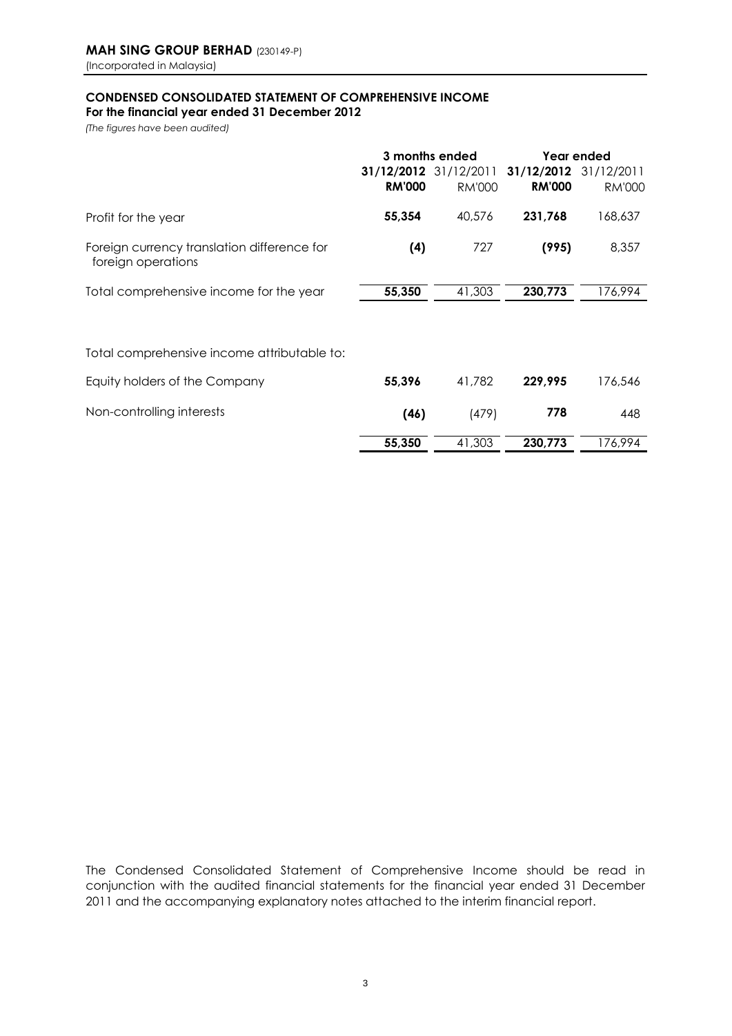**MAH SING GROUP BERHAD** (230149-P)
(Incorporated in Malaysia)

## CONDENSED CONSOLIDATED STATEMENT OF COMPREHENSIVE INCOME
**For the financial year ended 31 December 2012**

*(The figures have been audited)*

| | 3 months ended | | Year ended | |
|---|---|---|---|---|
| | **31/12/2012** | 31/12/2011 | **31/12/2012** | 31/12/2011 |
| | **RM'000** | RM'000 | **RM'000** | RM'000 |
| Profit for the year | **55,354** | 40,576 | **231,768** | 168,637 |
| Foreign currency translation difference for foreign operations | **(4)** | 727 | **(995)** | 8,357 |
| Total comprehensive income for the year | **55,350** | 41,303 | **230,773** | 176,994 |
| | | | | |
| Total comprehensive income attributable to: | | | | |
| Equity holders of the Company | **55,396** | 41,782 | **229,995** | 176,546 |
| Non-controlling interests | **(46)** | (479) | **778** | 448 |
| | **55,350** | 41,303 | **230,773** | 176,994 |

The Condensed Consolidated Statement of Comprehensive Income should be read in conjunction with the audited financial statements for the financial year ended 31 December 2011 and the accompanying explanatory notes attached to the interim financial report.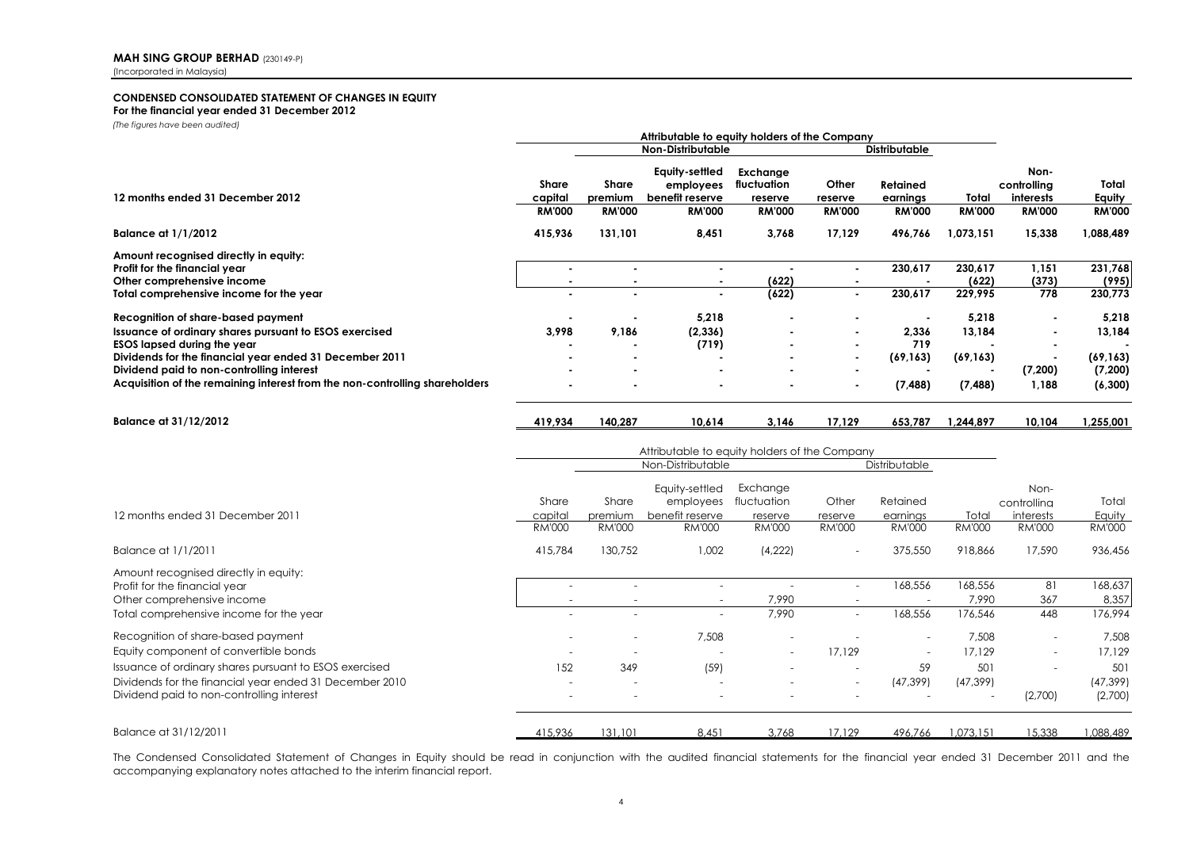**MAH SING GROUP BERHAD** (230149-P)
(Incorporated in Malaysia)

**CONDENSED CONSOLIDATED STATEMENT OF CHANGES IN EQUITY**
**For the financial year ended 31 December 2012**
*(The figures have been audited)*

| | Attributable to equity holders of the Company | | | | | | | | |
|---|---|---|---|---|---|---|---|---|---|
| | | Non-Distributable | | | | Distributable | | | |
| **12 months ended 31 December 2012** | **Share capital** | **Share premium** | **Equity-settled employees benefit reserve** | **Exchange fluctuation reserve** | **Other reserve** | **Retained earnings** | **Total** | **Non-controlling interests** | **Total Equity** |
| | **RM'000** | **RM'000** | **RM'000** | **RM'000** | **RM'000** | **RM'000** | **RM'000** | **RM'000** | **RM'000** |
| **Balance at 1/1/2012** | **415,936** | **131,101** | **8,451** | **3,768** | **17,129** | **496,766** | **1,073,151** | **15,338** | **1,088,489** |
| **Amount recognised directly in equity:** | | | | | | | | | |
| **Profit for the financial year** | **-** | **-** | **-** | **-** | **-** | **230,617** | **230,617** | **1,151** | **231,768** |
| **Other comprehensive income** | **-** | **-** | **-** | **(622)** | **-** | **-** | **(622)** | **(373)** | **(995)** |
| **Total comprehensive income for the year** | **-** | **-** | **-** | **(622)** | **-** | **230,617** | **229,995** | **778** | **230,773** |
| **Recognition of share-based payment** | **-** | **-** | **5,218** | **-** | **-** | **-** | **5,218** | **-** | **5,218** |
| **Issuance of ordinary shares pursuant to ESOS exercised** | **3,998** | **9,186** | **(2,336)** | **-** | **-** | **2,336** | **13,184** | **-** | **13,184** |
| **ESOS lapsed during the year** | **-** | **-** | **(719)** | **-** | **-** | **719** | **-** | **-** | **-** |
| **Dividends for the financial year ended 31 December 2011** | **-** | **-** | **-** | **-** | **-** | **(69,163)** | **(69,163)** | **-** | **(69,163)** |
| **Dividend paid to non-controlling interest** | **-** | **-** | **-** | **-** | **-** | **-** | **-** | **(7,200)** | **(7,200)** |
| **Acquisition of the remaining interest from the non-controlling shareholders** | **-** | **-** | **-** | **-** | **-** | **(7,488)** | **(7,488)** | **1,188** | **(6,300)** |
| **Balance at 31/12/2012** | **419,934** | **140,287** | **10,614** | **3,146** | **17,129** | **653,787** | **1,244,897** | **10,104** | **1,255,001** |

| | Attributable to equity holders of the Company | | | | | | | | |
|---|---|---|---|---|---|---|---|---|---|
| | | Non-Distributable | | | | Distributable | | | |
| 12 months ended 31 December 2011 | Share capital | Share premium | Equity-settled employees benefit reserve | Exchange fluctuation reserve | Other reserve | Retained earnings | Total | Non-controlling interests | Total Equity |
| | RM'000 | RM'000 | RM'000 | RM'000 | RM'000 | RM'000 | RM'000 | RM'000 | RM'000 |
| Balance at 1/1/2011 | 415,784 | 130,752 | 1,002 | (4,222) | - | 375,550 | 918,866 | 17,590 | 936,456 |
| Amount recognised directly in equity: | | | | | | | | | |
| Profit for the financial year | - | - | - | - | - | 168,556 | 168,556 | 81 | 168,637 |
| Other comprehensive income | - | - | - | 7,990 | - | - | 7,990 | 367 | 8,357 |
| Total comprehensive income for the year | - | - | - | 7,990 | - | 168,556 | 176,546 | 448 | 176,994 |
| Recognition of share-based payment | - | - | 7,508 | - | - | - | 7,508 | - | 7,508 |
| Equity component of convertible bonds | - | - | - | - | 17,129 | - | 17,129 | - | 17,129 |
| Issuance of ordinary shares pursuant to ESOS exercised | 152 | 349 | (59) | - | - | 59 | 501 | - | 501 |
| Dividends for the financial year ended 31 December 2010 | - | - | - | - | - | (47,399) | (47,399) | | (47,399) |
| Dividend paid to non-controlling interest | - | - | - | - | - | - | - | (2,700) | (2,700) |
| Balance at 31/12/2011 | 415,936 | 131,101 | 8,451 | 3,768 | 17,129 | 496,766 | 1,073,151 | 15,338 | 1,088,489 |

The Condensed Consolidated Statement of Changes in Equity should be read in conjunction with the audited financial statements for the financial year ended 31 December 2011 and the accompanying explanatory notes attached to the interim financial report.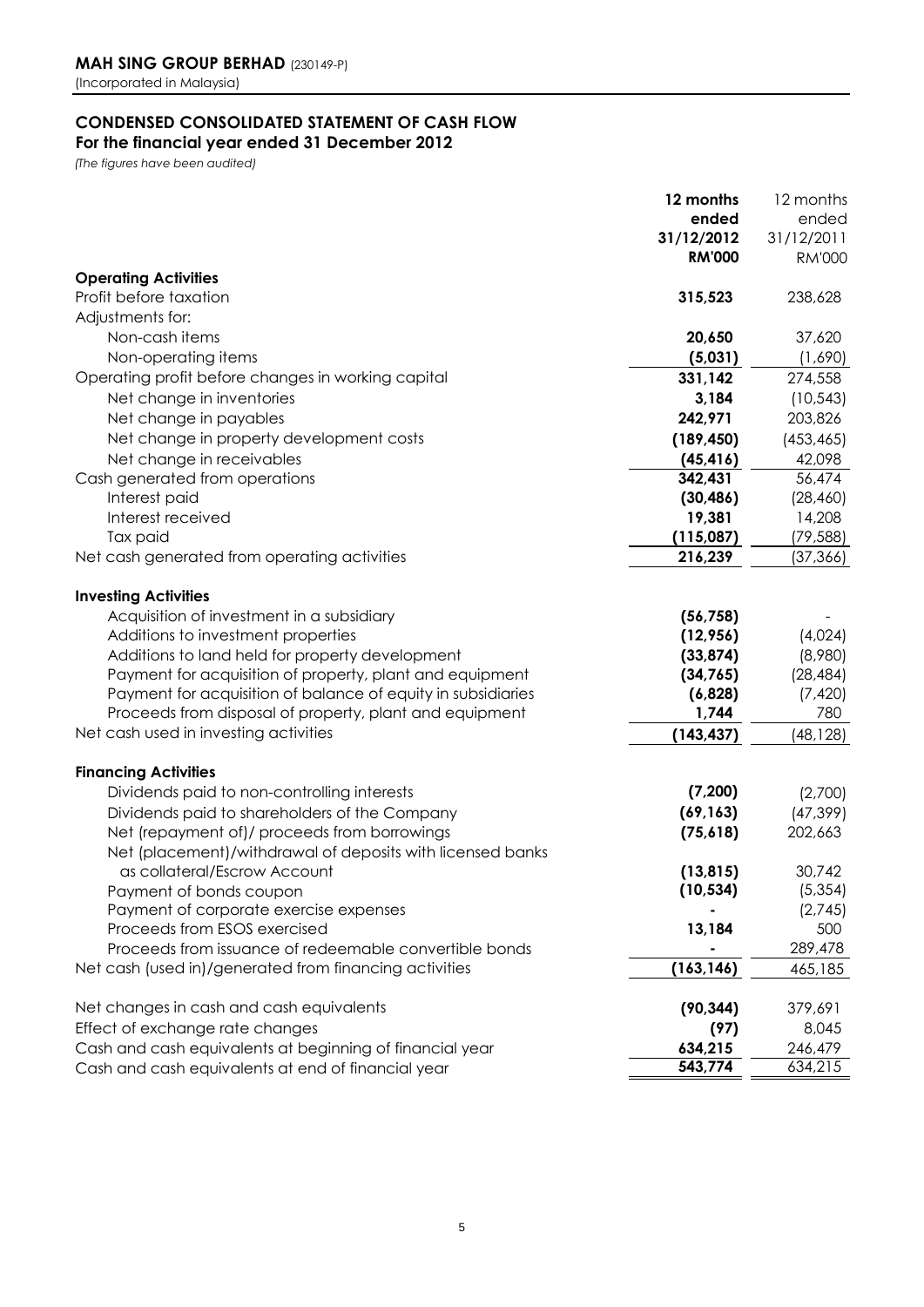**MAH SING GROUP BERHAD** (230149-P)
(Incorporated in Malaysia)

## CONDENSED CONSOLIDATED STATEMENT OF CASH FLOW
### For the financial year ended 31 December 2012

*(The figures have been audited)*

| | **12 months ended 31/12/2012 RM'000** | 12 months ended 31/12/2011 RM'000 |
|---|---|---|
| **Operating Activities** | | |
| Profit before taxation | **315,523** | 238,628 |
| Adjustments for: | | |
| Non-cash items | **20,650** | 37,620 |
| Non-operating items | **(5,031)** | (1,690) |
| Operating profit before changes in working capital | **331,142** | 274,558 |
| Net change in inventories | **3,184** | (10,543) |
| Net change in payables | **242,971** | 203,826 |
| Net change in property development costs | **(189,450)** | (453,465) |
| Net change in receivables | **(45,416)** | 42,098 |
| Cash generated from operations | **342,431** | 56,474 |
| Interest paid | **(30,486)** | (28,460) |
| Interest received | **19,381** | 14,208 |
| Tax paid | **(115,087)** | (79,588) |
| Net cash generated from operating activities | **216,239** | (37,366) |
| **Investing Activities** | | |
| Acquisition of investment in a subsidiary | **(56,758)** | - |
| Additions to investment properties | **(12,956)** | (4,024) |
| Additions to land held for property development | **(33,874)** | (8,980) |
| Payment for acquisition of property, plant and equipment | **(34,765)** | (28,484) |
| Payment for acquisition of balance of equity in subsidiaries | **(6,828)** | (7,420) |
| Proceeds from disposal of property, plant and equipment | **1,744** | 780 |
| Net cash used in investing activities | **(143,437)** | (48,128) |
| **Financing Activities** | | |
| Dividends paid to non-controlling interests | **(7,200)** | (2,700) |
| Dividends paid to shareholders of the Company | **(69,163)** | (47,399) |
| Net (repayment of)/ proceeds from borrowings | **(75,618)** | 202,663 |
| Net (placement)/withdrawal of deposits with licensed banks as collateral/Escrow Account | **(13,815)** | 30,742 |
| Payment of bonds coupon | **(10,534)** | (5,354) |
| Payment of corporate exercise expenses | **-** | (2,745) |
| Proceeds from ESOS exercised | **13,184** | 500 |
| Proceeds from issuance of redeemable convertible bonds | **-** | 289,478 |
| Net cash (used in)/generated from financing activities | **(163,146)** | 465,185 |
| Net changes in cash and cash equivalents | **(90,344)** | 379,691 |
| Effect of exchange rate changes | **(97)** | 8,045 |
| Cash and cash equivalents at beginning of financial year | **634,215** | 246,479 |
| Cash and cash equivalents at end of financial year | **543,774** | 634,215 |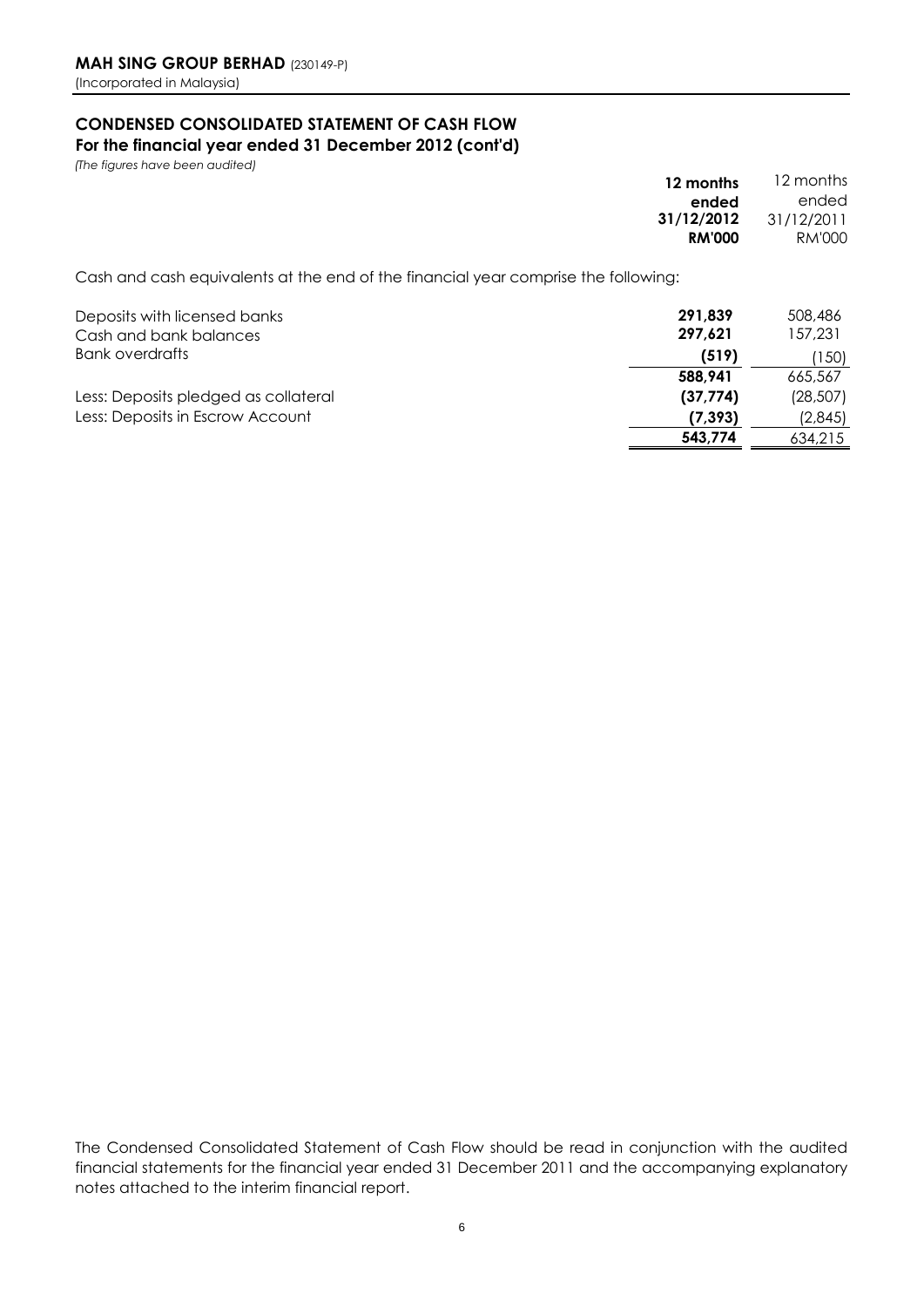**MAH SING GROUP BERHAD** (230149-P)
(Incorporated in Malaysia)

## CONDENSED CONSOLIDATED STATEMENT OF CASH FLOW

### For the financial year ended 31 December 2012 (cont'd)

*(The figures have been audited)*

| | **12 months ended 31/12/2012 RM'000** | 12 months ended 31/12/2011 RM'000 |
|---|---|---|
| Cash and cash equivalents at the end of the financial year comprise the following: | | |
| Deposits with licensed banks | **291,839** | 508,486 |
| Cash and bank balances | **297,621** | 157,231 |
| Bank overdrafts | **(519)** | (150) |
| | **588,941** | 665,567 |
| Less: Deposits pledged as collateral | **(37,774)** | (28,507) |
| Less: Deposits in Escrow Account | **(7,393)** | (2,845) |
| | **543,774** | 634,215 |

The Condensed Consolidated Statement of Cash Flow should be read in conjunction with the audited financial statements for the financial year ended 31 December 2011 and the accompanying explanatory notes attached to the interim financial report.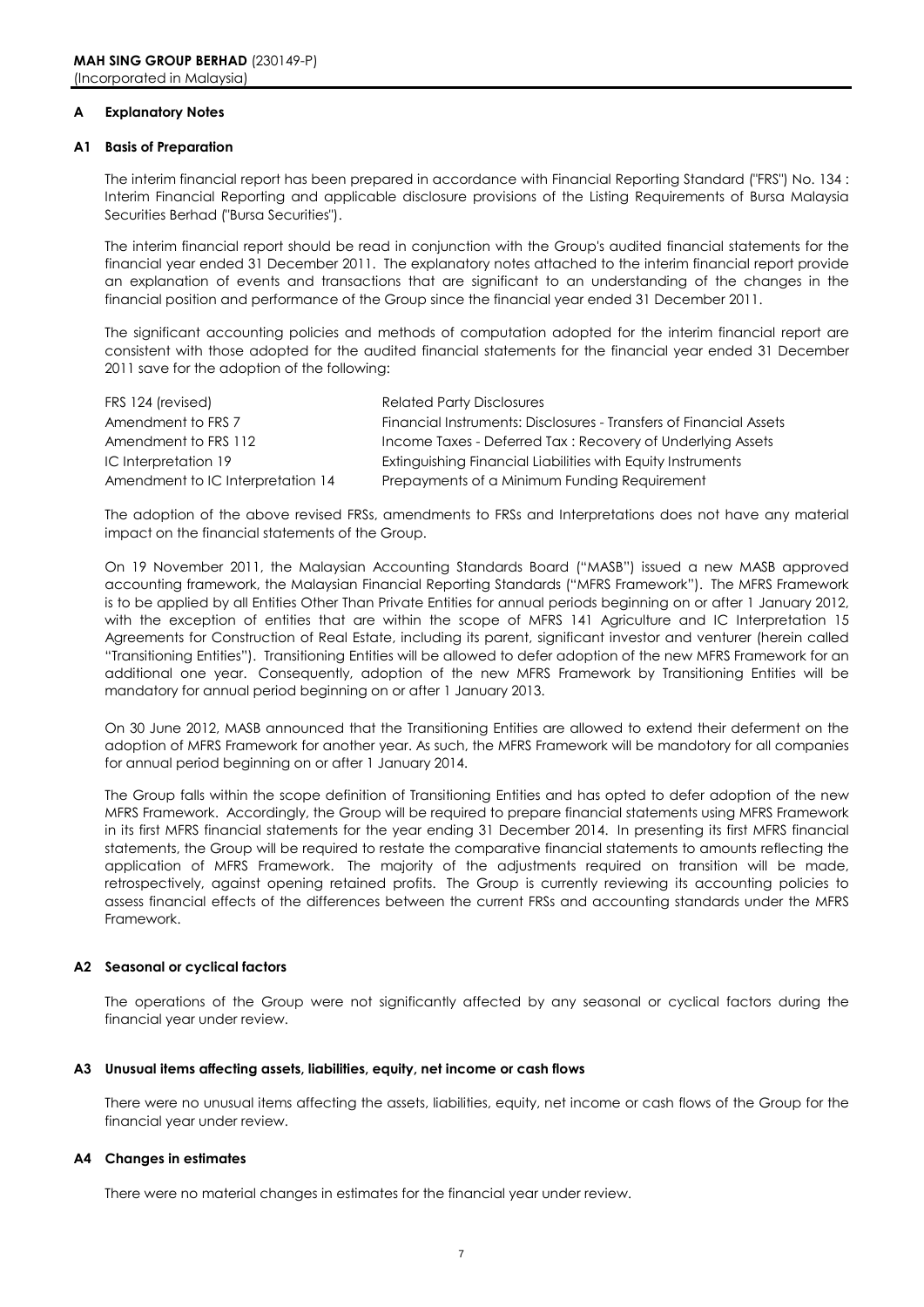**MAH SING GROUP BERHAD** (230149-P)
(Incorporated in Malaysia)

## A Explanatory Notes

### A1 Basis of Preparation

The interim financial report has been prepared in accordance with Financial Reporting Standard ("FRS") No. 134 : Interim Financial Reporting and applicable disclosure provisions of the Listing Requirements of Bursa Malaysia Securities Berhad ("Bursa Securities").

The interim financial report should be read in conjunction with the Group's audited financial statements for the financial year ended 31 December 2011. The explanatory notes attached to the interim financial report provide an explanation of events and transactions that are significant to an understanding of the changes in the financial position and performance of the Group since the financial year ended 31 December 2011.

The significant accounting policies and methods of computation adopted for the interim financial report are consistent with those adopted for the audited financial statements for the financial year ended 31 December 2011 save for the adoption of the following:

| | |
|---|---|
| FRS 124 (revised) | Related Party Disclosures |
| Amendment to FRS 7 | Financial Instruments: Disclosures - Transfers of Financial Assets |
| Amendment to FRS 112 | Income Taxes - Deferred Tax : Recovery of Underlying Assets |
| IC Interpretation 19 | Extinguishing Financial Liabilities with Equity Instruments |
| Amendment to IC Interpretation 14 | Prepayments of a Minimum Funding Requirement |

The adoption of the above revised FRSs, amendments to FRSs and Interpretations does not have any material impact on the financial statements of the Group.

On 19 November 2011, the Malaysian Accounting Standards Board ("MASB") issued a new MASB approved accounting framework, the Malaysian Financial Reporting Standards ("MFRS Framework"). The MFRS Framework is to be applied by all Entities Other Than Private Entities for annual periods beginning on or after 1 January 2012, with the exception of entities that are within the scope of MFRS 141 Agriculture and IC Interpretation 15 Agreements for Construction of Real Estate, including its parent, significant investor and venturer (herein called "Transitioning Entities"). Transitioning Entities will be allowed to defer adoption of the new MFRS Framework for an additional one year. Consequently, adoption of the new MFRS Framework by Transitioning Entities will be mandatory for annual period beginning on or after 1 January 2013.

On 30 June 2012, MASB announced that the Transitioning Entities are allowed to extend their deferment on the adoption of MFRS Framework for another year. As such, the MFRS Framework will be mandotory for all companies for annual period beginning on or after 1 January 2014.

The Group falls within the scope definition of Transitioning Entities and has opted to defer adoption of the new MFRS Framework. Accordingly, the Group will be required to prepare financial statements using MFRS Framework in its first MFRS financial statements for the year ending 31 December 2014. In presenting its first MFRS financial statements, the Group will be required to restate the comparative financial statements to amounts reflecting the application of MFRS Framework. The majority of the adjustments required on transition will be made, retrospectively, against opening retained profits. The Group is currently reviewing its accounting policies to assess financial effects of the differences between the current FRSs and accounting standards under the MFRS Framework.

### A2 Seasonal or cyclical factors

The operations of the Group were not significantly affected by any seasonal or cyclical factors during the financial year under review.

### A3 Unusual items affecting assets, liabilities, equity, net income or cash flows

There were no unusual items affecting the assets, liabilities, equity, net income or cash flows of the Group for the financial year under review.

### A4 Changes in estimates

There were no material changes in estimates for the financial year under review.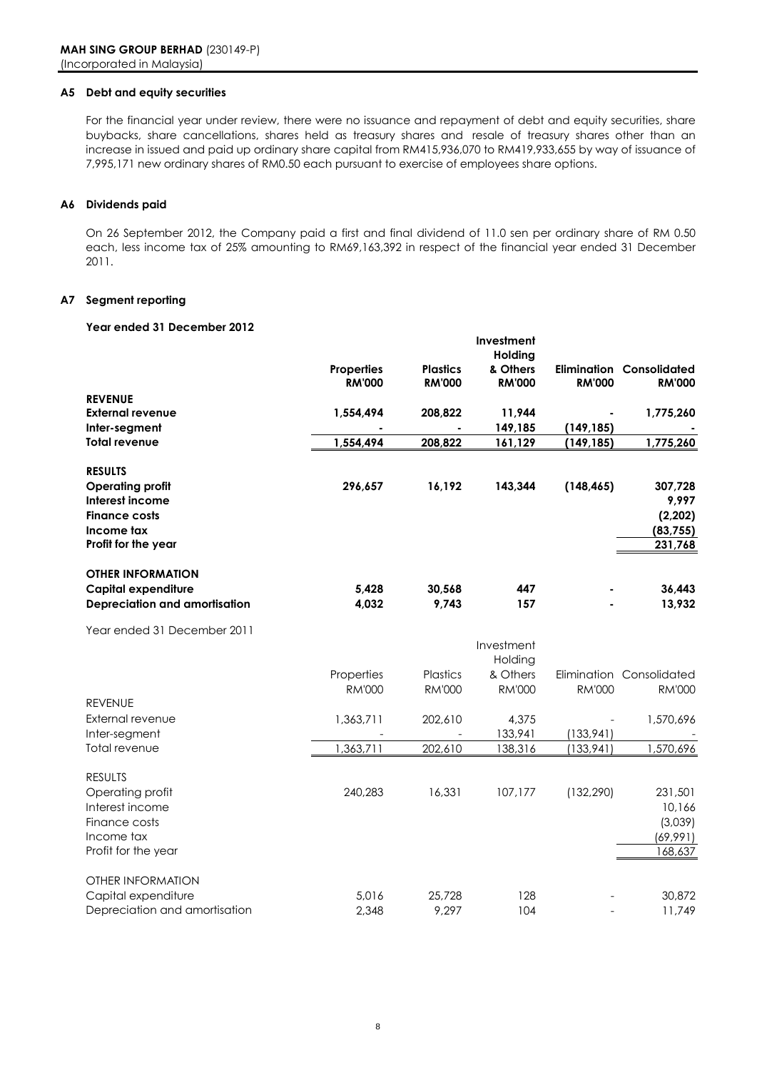**MAH SING GROUP BERHAD** (230149-P)
(Incorporated in Malaysia)

### A5 Debt and equity securities

For the financial year under review, there were no issuance and repayment of debt and equity securities, share buybacks, share cancellations, shares held as treasury shares and resale of treasury shares other than an increase in issued and paid up ordinary share capital from RM415,936,070 to RM419,933,655 by way of issuance of 7,995,171 new ordinary shares of RM0.50 each pursuant to exercise of employees share options.

### A6 Dividends paid

On 26 September 2012, the Company paid a first and final dividend of 11.0 sen per ordinary share of RM 0.50 each, less income tax of 25% amounting to RM69,163,392 in respect of the financial year ended 31 December 2011.

### A7 Segment reporting

**Year ended 31 December 2012**

| | Properties RM'000 | Plastics RM'000 | Investment Holding & Others RM'000 | Elimination RM'000 | Consolidated RM'000 |
|---|---|---|---|---|---|
| **REVENUE** | | | | | |
| **External revenue** | **1,554,494** | **208,822** | **11,944** | **-** | **1,775,260** |
| **Inter-segment** | **-** | **-** | **149,185** | **(149,185)** | **-** |
| **Total revenue** | **1,554,494** | **208,822** | **161,129** | **(149,185)** | **1,775,260** |
| **RESULTS** | | | | | |
| **Operating profit** | **296,657** | **16,192** | **143,344** | **(148,465)** | **307,728** |
| **Interest income** | | | | | **9,997** |
| **Finance costs** | | | | | **(2,202)** |
| **Income tax** | | | | | **(83,755)** |
| **Profit for the year** | | | | | **231,768** |
| **OTHER INFORMATION** | | | | | |
| **Capital expenditure** | **5,428** | **30,568** | **447** | **-** | **36,443** |
| **Depreciation and amortisation** | **4,032** | **9,743** | **157** | **-** | **13,932** |

Year ended 31 December 2011

| | Properties RM'000 | Plastics RM'000 | Investment Holding & Others RM'000 | Elimination RM'000 | Consolidated RM'000 |
|---|---|---|---|---|---|
| REVENUE | | | | | |
| External revenue | 1,363,711 | 202,610 | 4,375 | - | 1,570,696 |
| Inter-segment | - | - | 133,941 | (133,941) | - |
| Total revenue | 1,363,711 | 202,610 | 138,316 | (133,941) | 1,570,696 |
| RESULTS | | | | | |
| Operating profit | 240,283 | 16,331 | 107,177 | (132,290) | 231,501 |
| Interest income | | | | | 10,166 |
| Finance costs | | | | | (3,039) |
| Income tax | | | | | (69,991) |
| Profit for the year | | | | | 168,637 |
| OTHER INFORMATION | | | | | |
| Capital expenditure | 5,016 | 25,728 | 128 | - | 30,872 |
| Depreciation and amortisation | 2,348 | 9,297 | 104 | - | 11,749 |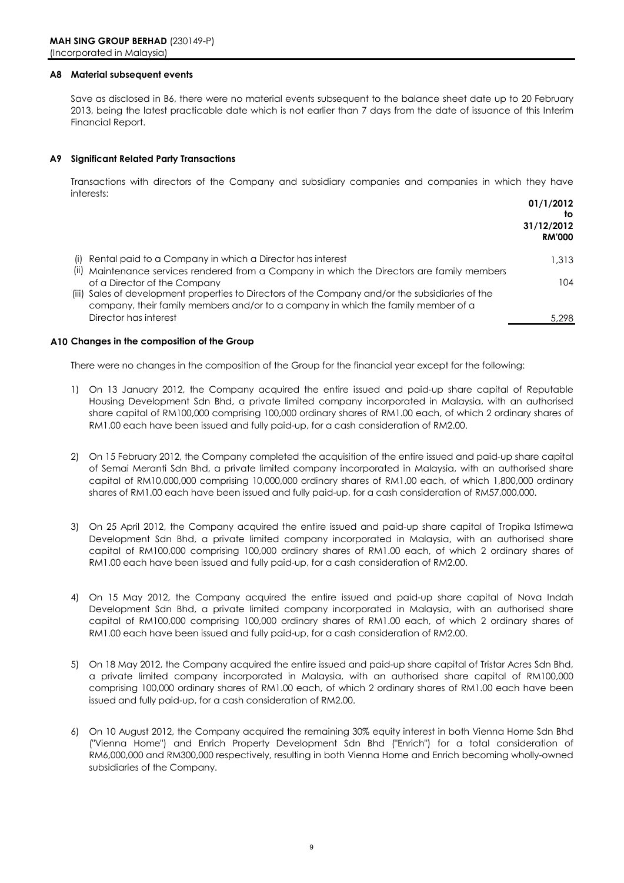**MAH SING GROUP BERHAD** (230149-P)
(Incorporated in Malaysia)

### A8 Material subsequent events

Save as disclosed in B6, there were no material events subsequent to the balance sheet date up to 20 February 2013, being the latest practicable date which is not earlier than 7 days from the date of issuance of this Interim Financial Report.

### A9 Significant Related Party Transactions

Transactions with directors of the Company and subsidiary companies and companies in which they have interests:

| | | 01/1/2012 to 31/12/2012 RM'000 |
|---|---|---|
| (i) | Rental paid to a Company in which a Director has interest | 1,313 |
| (ii) | Maintenance services rendered from a Company in which the Directors are family members of a Director of the Company | 104 |
| (iii) | Sales of development properties to Directors of the Company and/or the subsidiaries of the company, their family members and/or to a company in which the family member of a Director has interest | 5,298 |

### A10 Changes in the composition of the Group

There were no changes in the composition of the Group for the financial year except for the following:

1) On 13 January 2012, the Company acquired the entire issued and paid-up share capital of Reputable Housing Development Sdn Bhd, a private limited company incorporated in Malaysia, with an authorised share capital of RM100,000 comprising 100,000 ordinary shares of RM1.00 each, of which 2 ordinary shares of RM1.00 each have been issued and fully paid-up, for a cash consideration of RM2.00.

2) On 15 February 2012, the Company completed the acquisition of the entire issued and paid-up share capital of Semai Meranti Sdn Bhd, a private limited company incorporated in Malaysia, with an authorised share capital of RM10,000,000 comprising 10,000,000 ordinary shares of RM1.00 each, of which 1,800,000 ordinary shares of RM1.00 each have been issued and fully paid-up, for a cash consideration of RM57,000,000.

3) On 25 April 2012, the Company acquired the entire issued and paid-up share capital of Tropika Istimewa Development Sdn Bhd, a private limited company incorporated in Malaysia, with an authorised share capital of RM100,000 comprising 100,000 ordinary shares of RM1.00 each, of which 2 ordinary shares of RM1.00 each have been issued and fully paid-up, for a cash consideration of RM2.00.

4) On 15 May 2012, the Company acquired the entire issued and paid-up share capital of Nova Indah Development Sdn Bhd, a private limited company incorporated in Malaysia, with an authorised share capital of RM100,000 comprising 100,000 ordinary shares of RM1.00 each, of which 2 ordinary shares of RM1.00 each have been issued and fully paid-up, for a cash consideration of RM2.00.

5) On 18 May 2012, the Company acquired the entire issued and paid-up share capital of Tristar Acres Sdn Bhd, a private limited company incorporated in Malaysia, with an authorised share capital of RM100,000 comprising 100,000 ordinary shares of RM1.00 each, of which 2 ordinary shares of RM1.00 each have been issued and fully paid-up, for a cash consideration of RM2.00.

6) On 10 August 2012, the Company acquired the remaining 30% equity interest in both Vienna Home Sdn Bhd ("Vienna Home") and Enrich Property Development Sdn Bhd ("Enrich") for a total consideration of RM6,000,000 and RM300,000 respectively, resulting in both Vienna Home and Enrich becoming wholly-owned subsidiaries of the Company.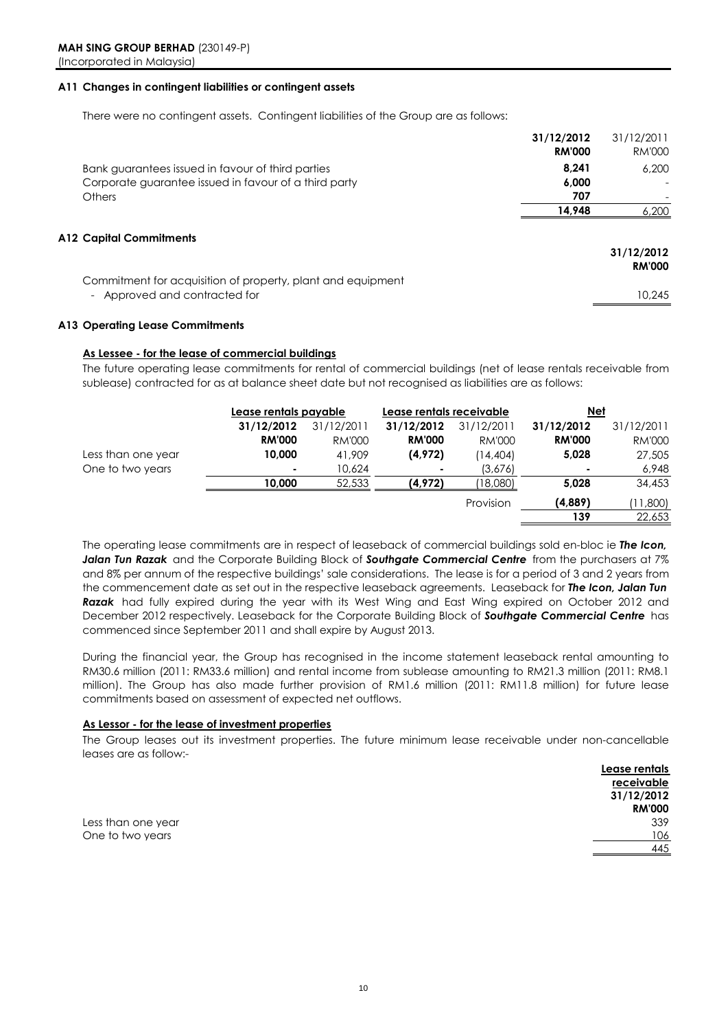**MAH SING GROUP BERHAD** (230149-P)
(Incorporated in Malaysia)

### A11 Changes in contingent liabilities or contingent assets

There were no contingent assets. Contingent liabilities of the Group are as follows:

| | 31/12/2012 | 31/12/2011 |
|---|---|---|
| | RM'000 | RM'000 |
| Bank guarantees issued in favour of third parties | 8,241 | 6,200 |
| Corporate guarantee issued in favour of a third party | 6,000 | - |
| Others | 707 | - |
| | 14,948 | 6,200 |

### A12 Capital Commitments

| | 31/12/2012 |
|---|---|
| | RM'000 |
| Commitment for acquisition of property, plant and equipment | |
| - Approved and contracted for | 10,245 |

### A13 Operating Lease Commitments

**As Lessee - for the lease of commercial buildings**

The future operating lease commitments for rental of commercial buildings (net of lease rentals receivable from sublease) contracted for as at balance sheet date but not recognised as liabilities are as follows:

| | Lease rentals payable | | Lease rentals receivable | | Net | |
|---|---|---|---|---|---|---|
| | 31/12/2012 | 31/12/2011 | 31/12/2012 | 31/12/2011 | 31/12/2012 | 31/12/2011 |
| | RM'000 | RM'000 | RM'000 | RM'000 | RM'000 | RM'000 |
| Less than one year | 10,000 | 41,909 | (4,972) | (14,404) | 5,028 | 27,505 |
| One to two years | - | 10,624 | - | (3,676) | - | 6,948 |
| | 10,000 | 52,533 | (4,972) | (18,080) | 5,028 | 34,453 |
| | | | | Provision | (4,889) | (11,800) |
| | | | | | 139 | 22,653 |

The operating lease commitments are in respect of leaseback of commercial buildings sold en-bloc ie ***The Icon, Jalan Tun Razak*** and the Corporate Building Block of ***Southgate Commercial Centre*** from the purchasers at 7% and 8% per annum of the respective buildings' sale considerations. The lease is for a period of 3 and 2 years from the commencement date as set out in the respective leaseback agreements. Leaseback for ***The Icon, Jalan Tun Razak*** had fully expired during the year with its West Wing and East Wing expired on October 2012 and December 2012 respectively. Leaseback for the Corporate Building Block of ***Southgate Commercial Centre*** has commenced since September 2011 and shall expire by August 2013.

During the financial year, the Group has recognised in the income statement leaseback rental amounting to RM30.6 million (2011: RM33.6 million) and rental income from sublease amounting to RM21.3 million (2011: RM8.1 million). The Group has also made further provision of RM1.6 million (2011: RM11.8 million) for future lease commitments based on assessment of expected net outflows.

**As Lessor - for the lease of investment properties**

The Group leases out its investment properties. The future minimum lease receivable under non-cancellable leases are as follow:-

| | Lease rentals receivable |
|---|---|
| | 31/12/2012 |
| | RM'000 |
| Less than one year | 339 |
| One to two years | 106 |
| | 445 |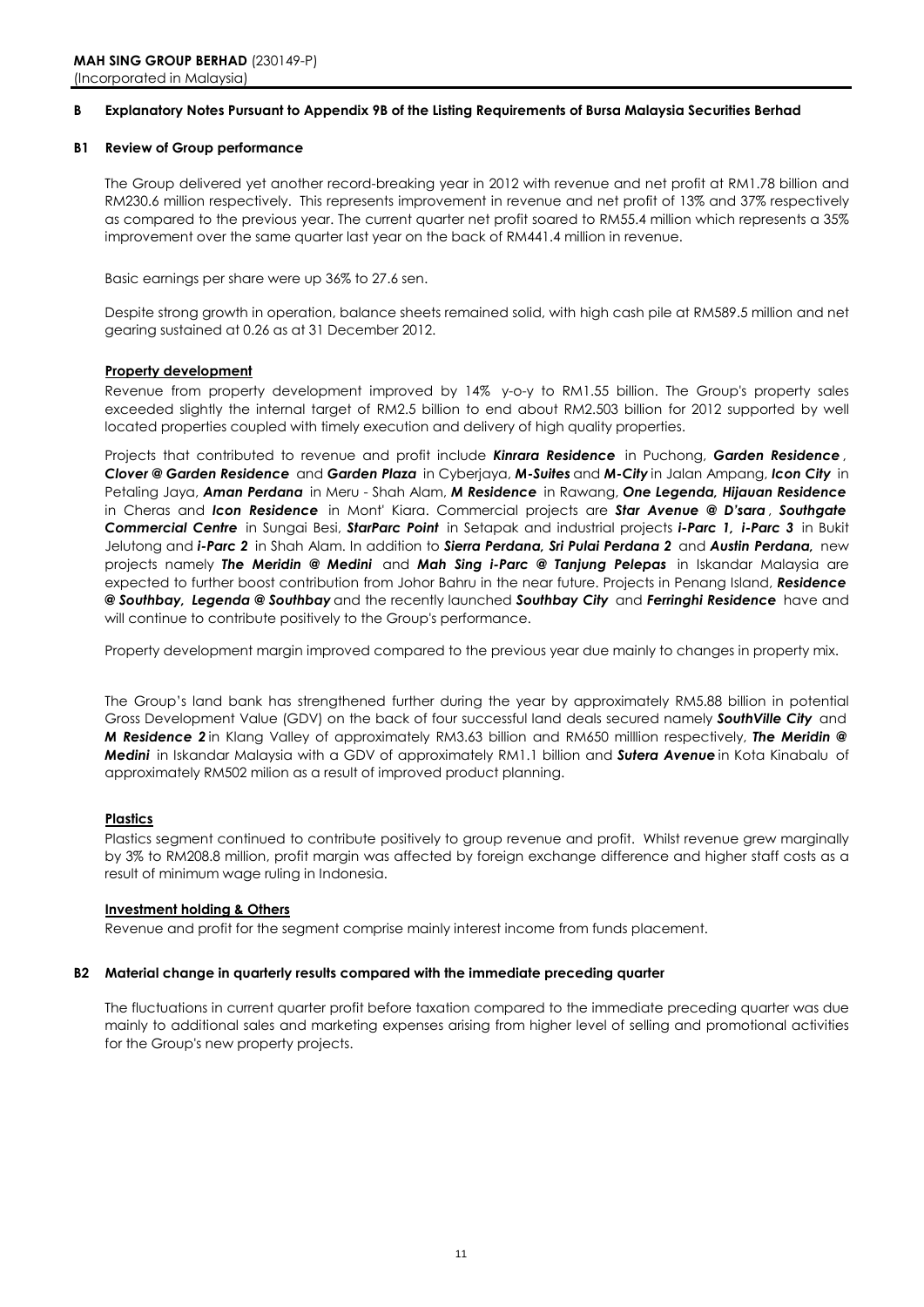**MAH SING GROUP BERHAD** (230149-P)
(Incorporated in Malaysia)

## B Explanatory Notes Pursuant to Appendix 9B of the Listing Requirements of Bursa Malaysia Securities Berhad

### B1 Review of Group performance

The Group delivered yet another record-breaking year in 2012 with revenue and net profit at RM1.78 billion and RM230.6 million respectively. This represents improvement in revenue and net profit of 13% and 37% respectively as compared to the previous year. The current quarter net profit soared to RM55.4 million which represents a 35% improvement over the same quarter last year on the back of RM441.4 million in revenue.

Basic earnings per share were up 36% to 27.6 sen.

Despite strong growth in operation, balance sheets remained solid, with high cash pile at RM589.5 million and net gearing sustained at 0.26 as at 31 December 2012.

**Property development**

Revenue from property development improved by 14% y-o-y to RM1.55 billion. The Group's property sales exceeded slightly the internal target of RM2.5 billion to end about RM2.503 billion for 2012 supported by well located properties coupled with timely execution and delivery of high quality properties.

Projects that contributed to revenue and profit include ***Kinrara Residence*** in Puchong, ***Garden Residence***, ***Clover @ Garden Residence*** and ***Garden Plaza*** in Cyberjaya, ***M-Suites*** and ***M-City*** in Jalan Ampang, ***Icon City*** in Petaling Jaya, ***Aman Perdana*** in Meru - Shah Alam, ***M Residence*** in Rawang, ***One Legenda, Hijauan Residence*** in Cheras and ***Icon Residence*** in Mont' Kiara. Commercial projects are ***Star Avenue @ D'sara***, ***Southgate Commercial Centre*** in Sungai Besi, ***StarParc Point*** in Setapak and industrial projects ***i-Parc 1, i-Parc 3*** in Bukit Jelutong and ***i-Parc 2*** in Shah Alam. In addition to ***Sierra Perdana, Sri Pulai Perdana 2*** and ***Austin Perdana,*** new projects namely ***The Meridin @ Medini*** and ***Mah Sing i-Parc @ Tanjung Pelepas*** in Iskandar Malaysia are expected to further boost contribution from Johor Bahru in the near future. Projects in Penang Island, ***Residence @ Southbay, Legenda @ Southbay*** and the recently launched ***Southbay City*** and ***Ferringhi Residence*** have and will continue to contribute positively to the Group's performance.

Property development margin improved compared to the previous year due mainly to changes in property mix.

The Group's land bank has strengthened further during the year by approximately RM5.88 billion in potential Gross Development Value (GDV) on the back of four successful land deals secured namely ***SouthVille City*** and ***M Residence 2*** in Klang Valley of approximately RM3.63 billion and RM650 milllion respectively, ***The Meridin @ Medini*** in Iskandar Malaysia with a GDV of approximately RM1.1 billion and ***Sutera Avenue*** in Kota Kinabalu of approximately RM502 milion as a result of improved product planning.

**Plastics**

Plastics segment continued to contribute positively to group revenue and profit. Whilst revenue grew marginally by 3% to RM208.8 million, profit margin was affected by foreign exchange difference and higher staff costs as a result of minimum wage ruling in Indonesia.

**Investment holding & Others**

Revenue and profit for the segment comprise mainly interest income from funds placement.

### B2 Material change in quarterly results compared with the immediate preceding quarter

The fluctuations in current quarter profit before taxation compared to the immediate preceding quarter was due mainly to additional sales and marketing expenses arising from higher level of selling and promotional activities for the Group's new property projects.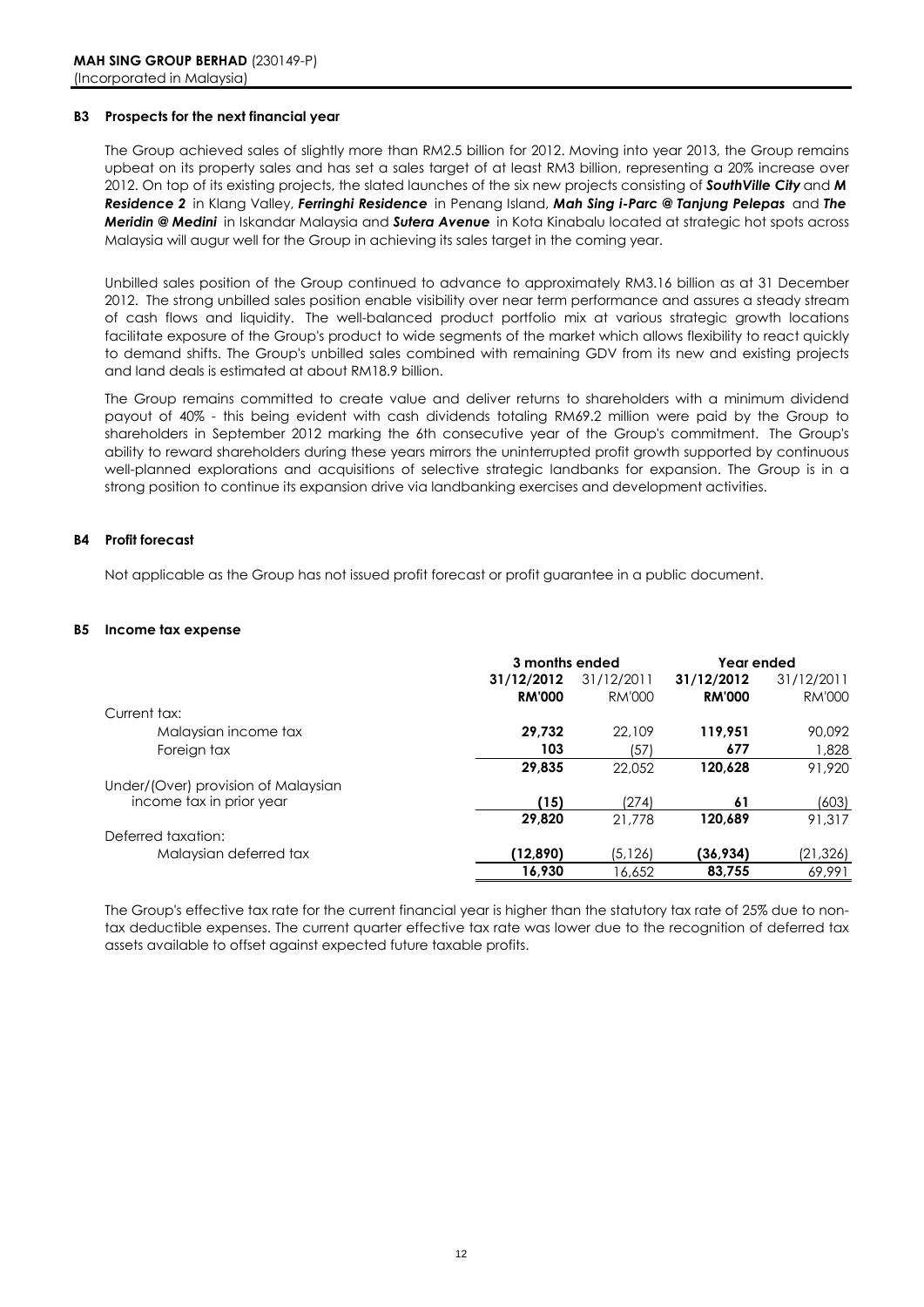**MAH SING GROUP BERHAD** (230149-P)
(Incorporated in Malaysia)

**B3 Prospects for the next financial year**

The Group achieved sales of slightly more than RM2.5 billion for 2012. Moving into year 2013, the Group remains upbeat on its property sales and has set a sales target of at least RM3 billion, representing a 20% increase over 2012. On top of its existing projects, the slated launches of the six new projects consisting of ***SouthVille City*** and ***M Residence 2*** in Klang Valley, ***Ferringhi Residence*** in Penang Island, ***Mah Sing i-Parc @ Tanjung Pelepas*** and ***The Meridin @ Medini*** in Iskandar Malaysia and ***Sutera Avenue*** in Kota Kinabalu located at strategic hot spots across Malaysia will augur well for the Group in achieving its sales target in the coming year.

Unbilled sales position of the Group continued to advance to approximately RM3.16 billion as at 31 December 2012. The strong unbilled sales position enable visibility over near term performance and assures a steady stream of cash flows and liquidity. The well-balanced product portfolio mix at various strategic growth locations facilitate exposure of the Group's product to wide segments of the market which allows flexibility to react quickly to demand shifts. The Group's unbilled sales combined with remaining GDV from its new and existing projects and land deals is estimated at about RM18.9 billion.

The Group remains committed to create value and deliver returns to shareholders with a minimum dividend payout of 40% - this being evident with cash dividends totaling RM69.2 million were paid by the Group to shareholders in September 2012 marking the 6th consecutive year of the Group's commitment. The Group's ability to reward shareholders during these years mirrors the uninterrupted profit growth supported by continuous well-planned explorations and acquisitions of selective strategic landbanks for expansion. The Group is in a strong position to continue its expansion drive via landbanking exercises and development activities.

**B4 Profit forecast**

Not applicable as the Group has not issued profit forecast or profit guarantee in a public document.

**B5 Income tax expense**

| | 3 months ended | | Year ended | |
|---|---|---|---|---|
| | **31/12/2012** | 31/12/2011 | **31/12/2012** | 31/12/2011 |
| | **RM'000** | RM'000 | **RM'000** | RM'000 |
| Current tax: | | | | |
| Malaysian income tax | **29,732** | 22,109 | **119,951** | 90,092 |
| Foreign tax | **103** | (57) | **677** | 1,828 |
| | **29,835** | 22,052 | **120,628** | 91,920 |
| Under/(Over) provision of Malaysian income tax in prior year | **(15)** | (274) | **61** | (603) |
| | **29,820** | 21,778 | **120,689** | 91,317 |
| Deferred taxation: | | | | |
| Malaysian deferred tax | **(12,890)** | (5,126) | **(36,934)** | (21,326) |
| | **16,930** | 16,652 | **83,755** | 69,991 |

The Group's effective tax rate for the current financial year is higher than the statutory tax rate of 25% due to non-tax deductible expenses. The current quarter effective tax rate was lower due to the recognition of deferred tax assets available to offset against expected future taxable profits.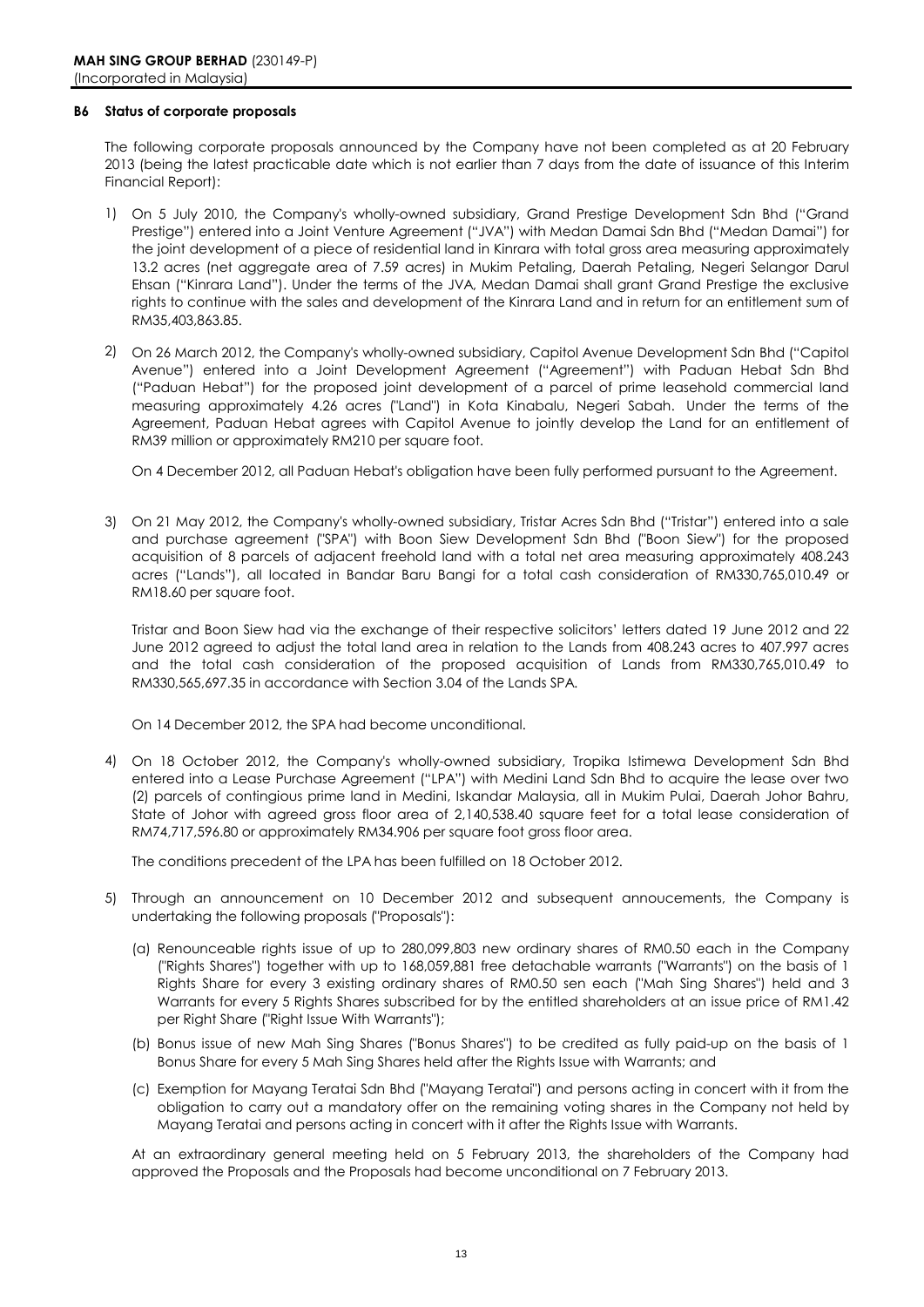**MAH SING GROUP BERHAD** (230149-P)
(Incorporated in Malaysia)

**B6 Status of corporate proposals**

The following corporate proposals announced by the Company have not been completed as at 20 February 2013 (being the latest practicable date which is not earlier than 7 days from the date of issuance of this Interim Financial Report):

1) On 5 July 2010, the Company's wholly-owned subsidiary, Grand Prestige Development Sdn Bhd ("Grand Prestige") entered into a Joint Venture Agreement ("JVA") with Medan Damai Sdn Bhd ("Medan Damai") for the joint development of a piece of residential land in Kinrara with total gross area measuring approximately 13.2 acres (net aggregate area of 7.59 acres) in Mukim Petaling, Daerah Petaling, Negeri Selangor Darul Ehsan ("Kinrara Land"). Under the terms of the JVA, Medan Damai shall grant Grand Prestige the exclusive rights to continue with the sales and development of the Kinrara Land and in return for an entitlement sum of RM35,403,863.85.

2) On 26 March 2012, the Company's wholly-owned subsidiary, Capitol Avenue Development Sdn Bhd ("Capitol Avenue") entered into a Joint Development Agreement ("Agreement") with Paduan Hebat Sdn Bhd ("Paduan Hebat") for the proposed joint development of a parcel of prime leasehold commercial land measuring approximately 4.26 acres ("Land") in Kota Kinabalu, Negeri Sabah. Under the terms of the Agreement, Paduan Hebat agrees with Capitol Avenue to jointly develop the Land for an entitlement of RM39 million or approximately RM210 per square foot.

   On 4 December 2012, all Paduan Hebat's obligation have been fully performed pursuant to the Agreement.

3) On 21 May 2012, the Company's wholly-owned subsidiary, Tristar Acres Sdn Bhd ("Tristar") entered into a sale and purchase agreement ("SPA") with Boon Siew Development Sdn Bhd ("Boon Siew") for the proposed acquisition of 8 parcels of adjacent freehold land with a total net area measuring approximately 408.243 acres ("Lands"), all located in Bandar Baru Bangi for a total cash consideration of RM330,765,010.49 or RM18.60 per square foot.

   Tristar and Boon Siew had via the exchange of their respective solicitors' letters dated 19 June 2012 and 22 June 2012 agreed to adjust the total land area in relation to the Lands from 408.243 acres to 407.997 acres and the total cash consideration of the proposed acquisition of Lands from RM330,765,010.49 to RM330,565,697.35 in accordance with Section 3.04 of the Lands SPA.

   On 14 December 2012, the SPA had become unconditional.

4) On 18 October 2012, the Company's wholly-owned subsidiary, Tropika Istimewa Development Sdn Bhd entered into a Lease Purchase Agreement ("LPA") with Medini Land Sdn Bhd to acquire the lease over two (2) parcels of contingious prime land in Medini, Iskandar Malaysia, all in Mukim Pulai, Daerah Johor Bahru, State of Johor with agreed gross floor area of 2,140,538.40 square feet for a total lease consideration of RM74,717,596.80 or approximately RM34.906 per square foot gross floor area.

   The conditions precedent of the LPA has been fulfilled on 18 October 2012.

5) Through an announcement on 10 December 2012 and subsequent annoucements, the Company is undertaking the following proposals ("Proposals"):

   (a) Renounceable rights issue of up to 280,099,803 new ordinary shares of RM0.50 each in the Company ("Rights Shares") together with up to 168,059,881 free detachable warrants ("Warrants") on the basis of 1 Rights Share for every 3 existing ordinary shares of RM0.50 sen each ("Mah Sing Shares") held and 3 Warrants for every 5 Rights Shares subscribed for by the entitled shareholders at an issue price of RM1.42 per Right Share ("Right Issue With Warrants");

   (b) Bonus issue of new Mah Sing Shares ("Bonus Shares") to be credited as fully paid-up on the basis of 1 Bonus Share for every 5 Mah Sing Shares held after the Rights Issue with Warrants; and

   (c) Exemption for Mayang Teratai Sdn Bhd ("Mayang Teratai") and persons acting in concert with it from the obligation to carry out a mandatory offer on the remaining voting shares in the Company not held by Mayang Teratai and persons acting in concert with it after the Rights Issue with Warrants.

   At an extraordinary general meeting held on 5 February 2013, the shareholders of the Company had approved the Proposals and the Proposals had become unconditional on 7 February 2013.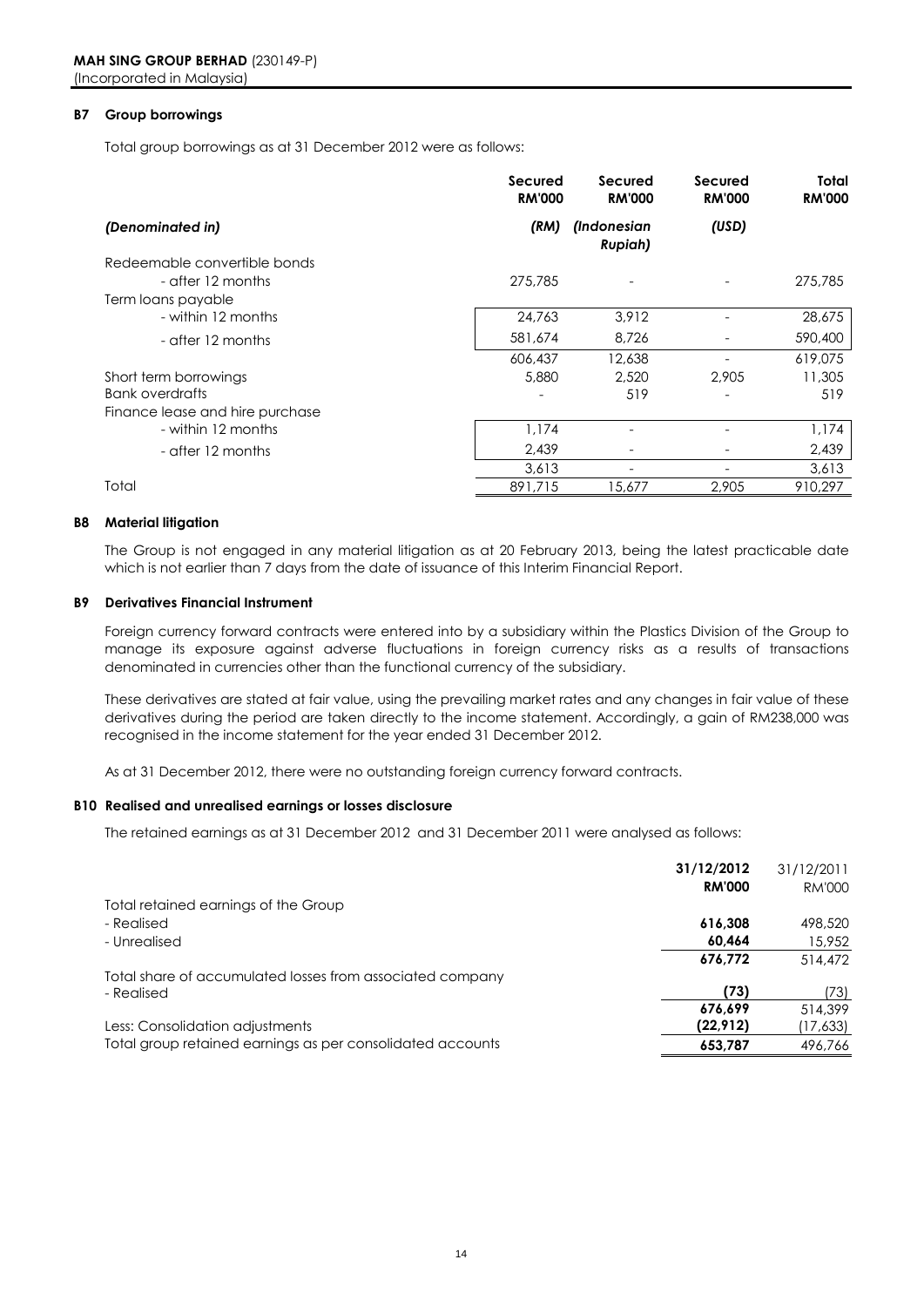**MAH SING GROUP BERHAD** (230149-P)
(Incorporated in Malaysia)

### B7 Group borrowings

Total group borrowings as at 31 December 2012 were as follows:

| | Secured RM'000 | Secured RM'000 | Secured RM'000 | Total RM'000 |
|---|---|---|---|---|
| *(Denominated in)* | *(RM)* | *(Indonesian Rupiah)* | *(USD)* | |
| Redeemable convertible bonds | | | | |
| - after 12 months | 275,785 | - | - | 275,785 |
| Term loans payable | | | | |
| - within 12 months | 24,763 | 3,912 | - | 28,675 |
| - after 12 months | 581,674 | 8,726 | - | 590,400 |
| | 606,437 | 12,638 | - | 619,075 |
| Short term borrowings | 5,880 | 2,520 | 2,905 | 11,305 |
| Bank overdrafts | - | 519 | - | 519 |
| Finance lease and hire purchase | | | | |
| - within 12 months | 1,174 | - | - | 1,174 |
| - after 12 months | 2,439 | - | - | 2,439 |
| | 3,613 | - | - | 3,613 |
| Total | 891,715 | 15,677 | 2,905 | 910,297 |

### B8 Material litigation

The Group is not engaged in any material litigation as at 20 February 2013, being the latest practicable date which is not earlier than 7 days from the date of issuance of this Interim Financial Report.

### B9 Derivatives Financial Instrument

Foreign currency forward contracts were entered into by a subsidiary within the Plastics Division of the Group to manage its exposure against adverse fluctuations in foreign currency risks as a results of transactions denominated in currencies other than the functional currency of the subsidiary.

These derivatives are stated at fair value, using the prevailing market rates and any changes in fair value of these derivatives during the period are taken directly to the income statement. Accordingly, a gain of RM238,000 was recognised in the income statement for the year ended 31 December 2012.

As at 31 December 2012, there were no outstanding foreign currency forward contracts.

### B10 Realised and unrealised earnings or losses disclosure

The retained earnings as at 31 December 2012 and 31 December 2011 were analysed as follows:

| | 31/12/2012 RM'000 | 31/12/2011 RM'000 |
|---|---|---|
| Total retained earnings of the Group | | |
| - Realised | **616,308** | 498,520 |
| - Unrealised | **60,464** | 15,952 |
| | **676,772** | 514,472 |
| Total share of accumulated losses from associated company | | |
| - Realised | **(73)** | (73) |
| | **676,699** | 514,399 |
| Less: Consolidation adjustments | **(22,912)** | (17,633) |
| Total group retained earnings as per consolidated accounts | **653,787** | 496,766 |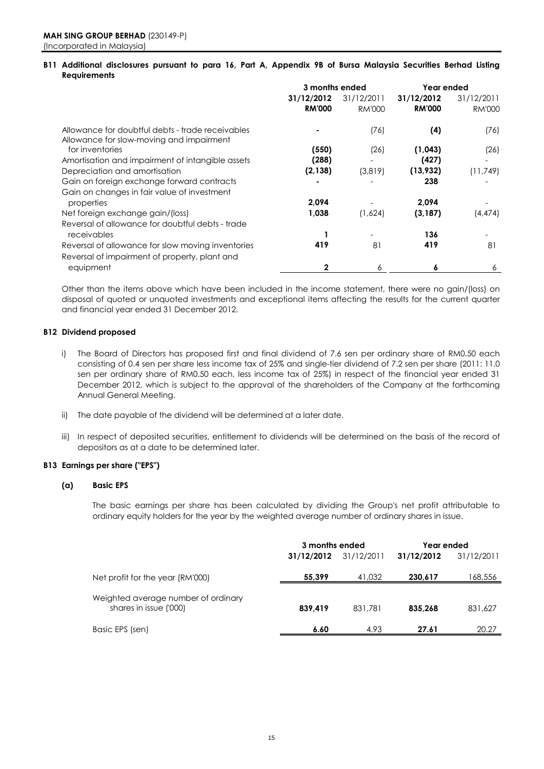**MAH SING GROUP BERHAD** (230149-P)
(Incorporated in Malaysia)

## B11 Additional disclosures pursuant to para 16, Part A, Appendix 9B of Bursa Malaysia Securities Berhad Listing Requirements

| | 3 months ended | | Year ended | |
|---|---|---|---|---|
| | **31/12/2012** | 31/12/2011 | **31/12/2012** | 31/12/2011 |
| | **RM'000** | RM'000 | **RM'000** | RM'000 |
| Allowance for doubtful debts - trade receivables | **-** | (76) | **(4)** | (76) |
| Allowance for slow-moving and impairment for inventories | **(550)** | (26) | **(1,043)** | (26) |
| Amortisation and impairment of intangible assets | **(288)** | - | **(427)** | - |
| Depreciation and amortisation | **(2,138)** | (3,819) | **(13,932)** | (11,749) |
| Gain on foreign exchange forward contracts | **-** | - | **238** | - |
| Gain on changes in fair value of investment properties | **2,094** | - | **2,094** | - |
| Net foreign exchange gain/(loss) | **1,038** | (1,624) | **(3,187)** | (4,474) |
| Reversal of allowance for doubtful debts - trade receivables | **1** | - | **136** | - |
| Reversal of allowance for slow moving inventories | **419** | 81 | **419** | 81 |
| Reversal of impairment of property, plant and equipment | **2** | 6 | **6** | 6 |

Other than the items above which have been included in the income statement, there were no gain/(loss) on disposal of quoted or unquoted investments and exceptional items affecting the results for the current quarter and financial year ended 31 December 2012.

## B12 Dividend proposed

i) The Board of Directors has proposed first and final dividend of 7.6 sen per ordinary share of RM0.50 each consisting of 0.4 sen per share less income tax of 25% and single-tier dividend of 7.2 sen per share (2011: 11.0 sen per ordinary share of RM0.50 each, less income tax of 25%) in respect of the financial year ended 31 December 2012, which is subject to the approval of the shareholders of the Company at the forthcoming Annual General Meeting.

ii) The date payable of the dividend will be determined at a later date.

iii) In respect of deposited securities, entitlement to dividends will be determined on the basis of the record of depositors as at a date to be determined later.

## B13 Earnings per share ("EPS")

### (a) Basic EPS

The basic earnings per share has been calculated by dividing the Group's net profit attributable to ordinary equity holders for the year by the weighted average number of ordinary shares in issue.

| | 3 months ended | | Year ended | |
|---|---|---|---|---|
| | **31/12/2012** | 31/12/2011 | **31/12/2012** | 31/12/2011 |
| Net profit for the year (RM'000) | **55,399** | 41,032 | **230,617** | 168,556 |
| Weighted average number of ordinary shares in issue ('000) | **839,419** | 831,781 | **835,268** | 831,627 |
| Basic EPS (sen) | **6.60** | 4.93 | **27.61** | 20.27 |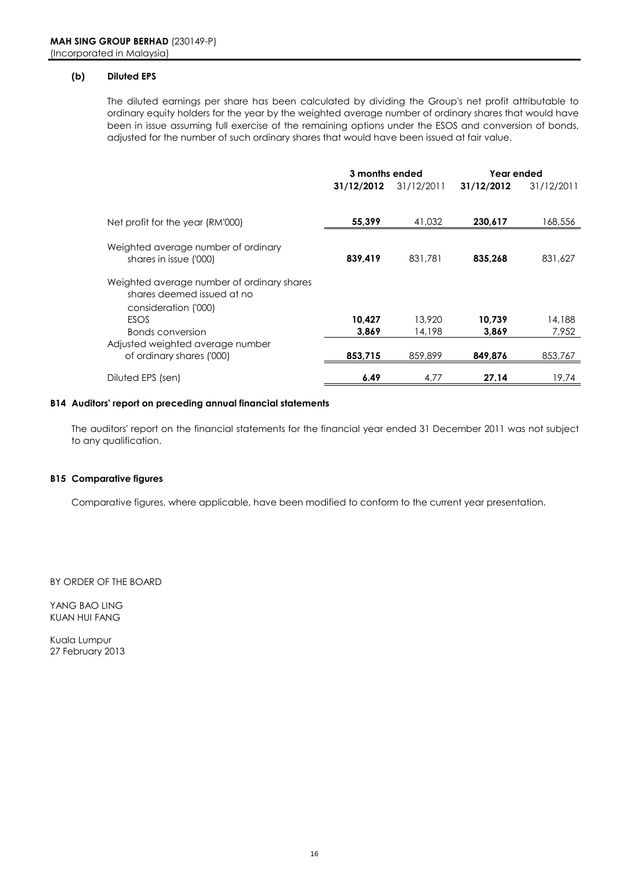**MAH SING GROUP BERHAD** (230149-P)
(Incorporated in Malaysia)

### (b) Diluted EPS

The diluted earnings per share has been calculated by dividing the Group's net profit attributable to ordinary equity holders for the year by the weighted average number of ordinary shares that would have been in issue assuming full exercise of the remaining options under the ESOS and conversion of bonds, adjusted for the number of such ordinary shares that would have been issued at fair value.

| | 3 months ended | | Year ended | |
|---|---|---|---|---|
| | **31/12/2012** | 31/12/2011 | **31/12/2012** | 31/12/2011 |
| Net profit for the year (RM'000) | **55,399** | 41,032 | **230,617** | 168,556 |
| Weighted average number of ordinary shares in issue ('000) | **839,419** | 831,781 | **835,268** | 831,627 |
| Weighted average number of ordinary shares shares deemed issued at no consideration ('000) | | | | |
| ESOS | **10,427** | 13,920 | **10,739** | 14,188 |
| Bonds conversion | **3,869** | 14,198 | **3,869** | 7,952 |
| Adjusted weighted average number of ordinary shares ('000) | **853,715** | 859,899 | **849,876** | 853,767 |
| Diluted EPS (sen) | **6.49** | 4.77 | **27.14** | 19.74 |

### B14 Auditors' report on preceding annual financial statements

The auditors' report on the financial statements for the financial year ended 31 December 2011 was not subject to any qualification.

### B15 Comparative figures

Comparative figures, where applicable, have been modified to conform to the current year presentation.

BY ORDER OF THE BOARD

YANG BAO LING
KUAN HUI FANG

Kuala Lumpur
27 February 2013